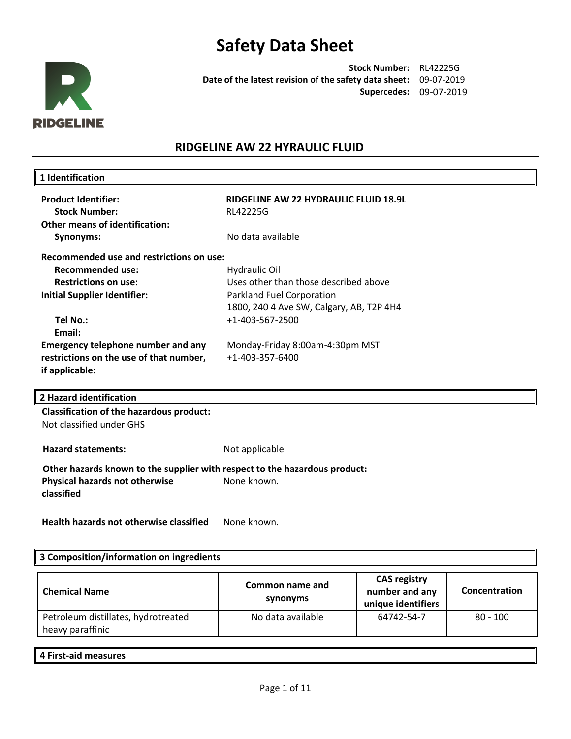# Safety Data Sheet

**Stock Number:** RL42225G
**Date of the latest revision of the safety data sheet:** 09-07-2019
**Supercedes:** 09-07-2019

RIDGELINE

## RIDGELINE AW 22 HYRAULIC FLUID

### 1 Identification

**Product Identifier:** **RIDGELINE AW 22 HYDRAULIC FLUID 18.9L**
**Stock Number:** RL42225G
**Other means of identification:**
**Synonyms:** No data available

**Recommended use and restrictions on use:**
**Recommended use:** Hydraulic Oil
**Restrictions on use:** Uses other than those described above
**Initial Supplier Identifier:** Parkland Fuel Corporation
1800, 240 4 Ave SW, Calgary, AB, T2P 4H4
**Tel No.:** +1-403-567-2500
**Email:**
**Emergency telephone number and any restrictions on the use of that number, if applicable:** Monday-Friday 8:00am-4:30pm MST
+1-403-357-6400

### 2 Hazard identification

**Classification of the hazardous product:**
Not classified under GHS

**Hazard statements:** Not applicable

**Other hazards known to the supplier with respect to the hazardous product:**
**Physical hazards not otherwise classified** None known.

**Health hazards not otherwise classified** None known.

### 3 Composition/information on ingredients

| Chemical Name | Common name and synonyms | CAS registry number and any unique identifiers | Concentration |
|---|---|---|---|
| Petroleum distillates, hydrotreated heavy paraffinic | No data available | 64742-54-7 | 80 - 100 |

### 4 First-aid measures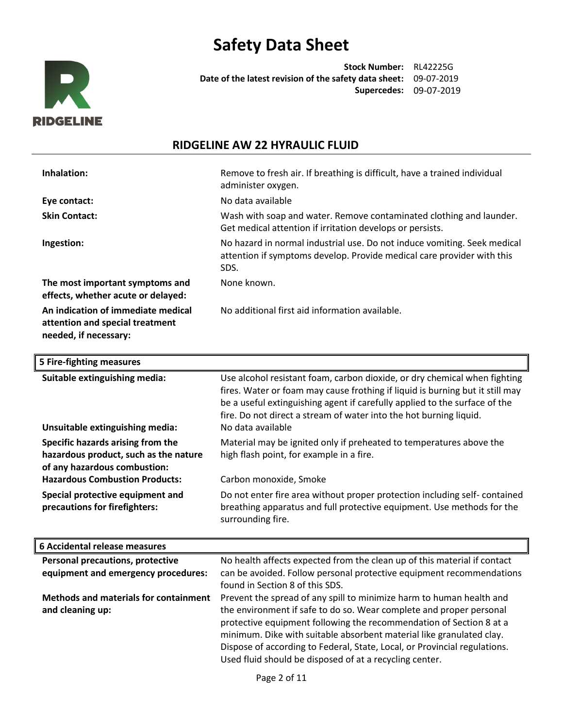# Safety Data Sheet

**Stock Number:** RL42225G
**Date of the latest revision of the safety data sheet:** 09-07-2019
**Supercedes:** 09-07-2019

## RIDGELINE AW 22 HYRAULIC FLUID

| | |
|---|---|
| **Inhalation:** | Remove to fresh air. If breathing is difficult, have a trained individual administer oxygen. |
| **Eye contact:** | No data available |
| **Skin Contact:** | Wash with soap and water. Remove contaminated clothing and launder. Get medical attention if irritation develops or persists. |
| **Ingestion:** | No hazard in normal industrial use. Do not induce vomiting. Seek medical attention if symptoms develop. Provide medical care provider with this SDS. |
| **The most important symptoms and effects, whether acute or delayed:** | None known. |
| **An indication of immediate medical attention and special treatment needed, if necessary:** | No additional first aid information available. |

### 5 Fire-fighting measures

| | |
|---|---|
| **Suitable extinguishing media:** | Use alcohol resistant foam, carbon dioxide, or dry chemical when fighting fires. Water or foam may cause frothing if liquid is burning but it still may be a useful extinguishing agent if carefully applied to the surface of the fire. Do not direct a stream of water into the hot burning liquid. |
| **Unsuitable extinguishing media:** | No data available |
| **Specific hazards arising from the hazardous product, such as the nature of any hazardous combustion:** | Material may be ignited only if preheated to temperatures above the high flash point, for example in a fire. |
| **Hazardous Combustion Products:** | Carbon monoxide, Smoke |
| **Special protective equipment and precautions for firefighters:** | Do not enter fire area without proper protection including self- contained breathing apparatus and full protective equipment. Use methods for the surrounding fire. |

### 6 Accidental release measures

| | |
|---|---|
| **Personal precautions, protective equipment and emergency procedures:** | No health affects expected from the clean up of this material if contact can be avoided. Follow personal protective equipment recommendations found in Section 8 of this SDS. |
| **Methods and materials for containment and cleaning up:** | Prevent the spread of any spill to minimize harm to human health and the environment if safe to do so. Wear complete and proper personal protective equipment following the recommendation of Section 8 at a minimum. Dike with suitable absorbent material like granulated clay. Dispose of according to Federal, State, Local, or Provincial regulations. Used fluid should be disposed of at a recycling center. |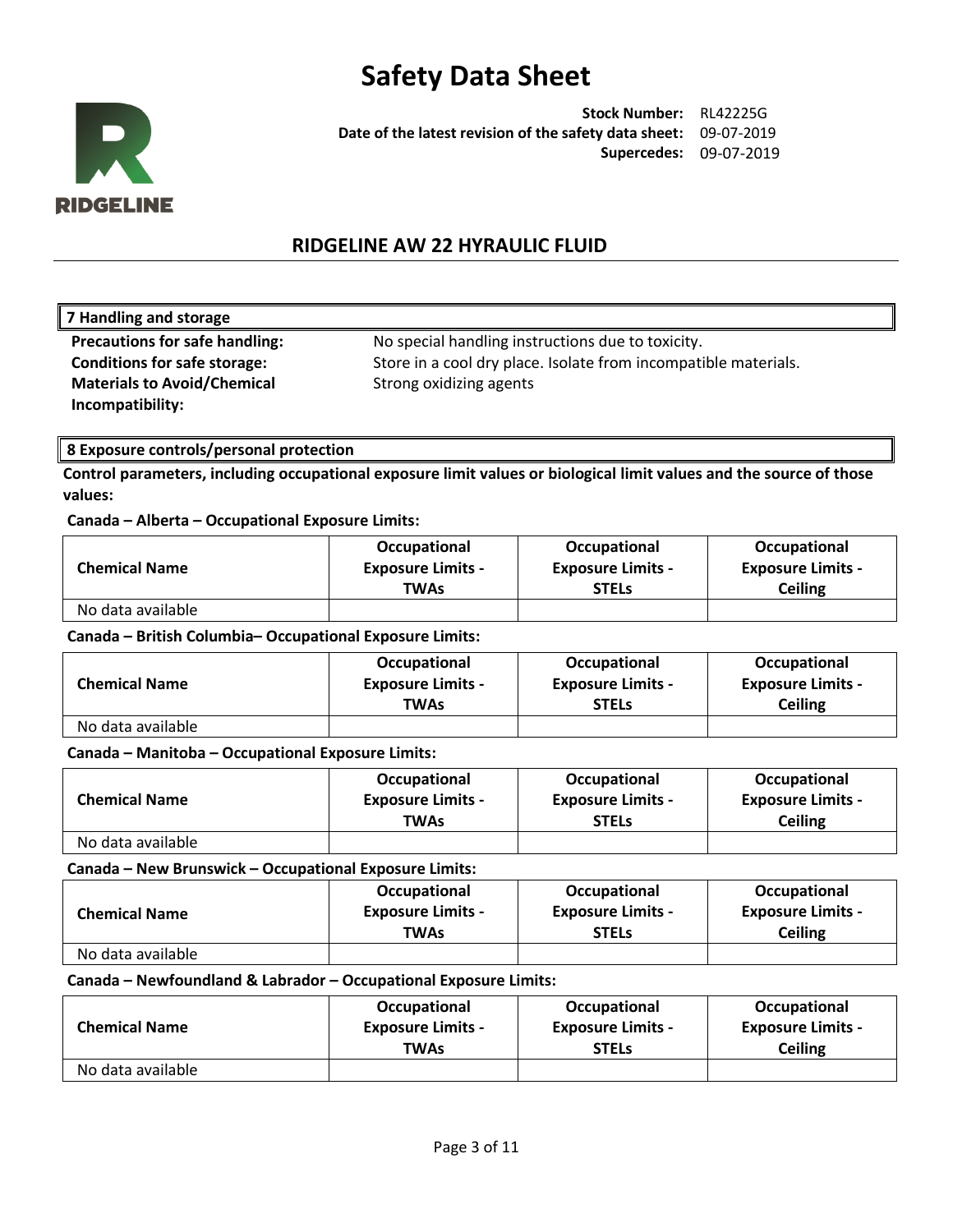# Safety Data Sheet

**Stock Number:** RL42225G
**Date of the latest revision of the safety data sheet:** 09-07-2019
**Supercedes:** 09-07-2019

## RIDGELINE AW 22 HYRAULIC FLUID

### 7 Handling and storage

**Precautions for safe handling:** No special handling instructions due to toxicity.
**Conditions for safe storage:** Store in a cool dry place. Isolate from incompatible materials.
**Materials to Avoid/Chemical Incompatibility:** Strong oxidizing agents

### 8 Exposure controls/personal protection

**Control parameters, including occupational exposure limit values or biological limit values and the source of those values:**

**Canada – Alberta – Occupational Exposure Limits:**

| Chemical Name | Occupational Exposure Limits - TWAs | Occupational Exposure Limits - STELs | Occupational Exposure Limits - Ceiling |
|---|---|---|---|
| No data available | | | |

**Canada – British Columbia– Occupational Exposure Limits:**

| Chemical Name | Occupational Exposure Limits - TWAs | Occupational Exposure Limits - STELs | Occupational Exposure Limits - Ceiling |
|---|---|---|---|
| No data available | | | |

**Canada – Manitoba – Occupational Exposure Limits:**

| Chemical Name | Occupational Exposure Limits - TWAs | Occupational Exposure Limits - STELs | Occupational Exposure Limits - Ceiling |
|---|---|---|---|
| No data available | | | |

**Canada – New Brunswick – Occupational Exposure Limits:**

| Chemical Name | Occupational Exposure Limits - TWAs | Occupational Exposure Limits - STELs | Occupational Exposure Limits - Ceiling |
|---|---|---|---|
| No data available | | | |

**Canada – Newfoundland & Labrador – Occupational Exposure Limits:**

| Chemical Name | Occupational Exposure Limits - TWAs | Occupational Exposure Limits - STELs | Occupational Exposure Limits - Ceiling |
|---|---|---|---|
| No data available | | | |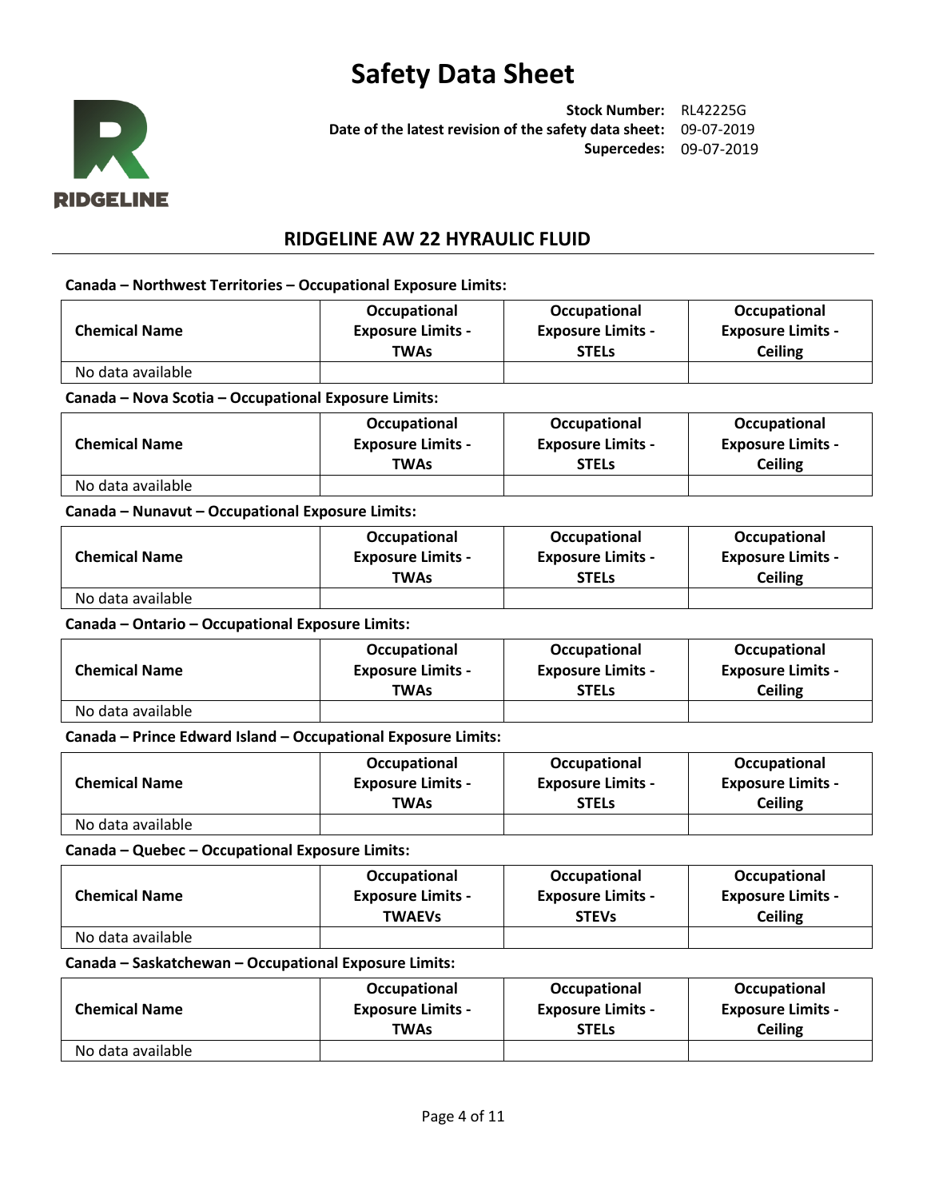**Canada – Northwest Territories – Occupational Exposure Limits:**

| Chemical Name | Occupational Exposure Limits - TWAs | Occupational Exposure Limits - STELs | Occupational Exposure Limits - Ceiling |
|---|---|---|---|
| No data available | | | |

**Canada – Nova Scotia – Occupational Exposure Limits:**

| Chemical Name | Occupational Exposure Limits - TWAs | Occupational Exposure Limits - STELs | Occupational Exposure Limits - Ceiling |
|---|---|---|---|
| No data available | | | |

**Canada – Nunavut – Occupational Exposure Limits:**

| Chemical Name | Occupational Exposure Limits - TWAs | Occupational Exposure Limits - STELs | Occupational Exposure Limits - Ceiling |
|---|---|---|---|
| No data available | | | |

**Canada – Ontario – Occupational Exposure Limits:**

| Chemical Name | Occupational Exposure Limits - TWAs | Occupational Exposure Limits - STELs | Occupational Exposure Limits - Ceiling |
|---|---|---|---|
| No data available | | | |

**Canada – Prince Edward Island – Occupational Exposure Limits:**

| Chemical Name | Occupational Exposure Limits - TWAs | Occupational Exposure Limits - STELs | Occupational Exposure Limits - Ceiling |
|---|---|---|---|
| No data available | | | |

**Canada – Quebec – Occupational Exposure Limits:**

| Chemical Name | Occupational Exposure Limits - TWAEVs | Occupational Exposure Limits - STEVs | Occupational Exposure Limits - Ceiling |
|---|---|---|---|
| No data available | | | |

**Canada – Saskatchewan – Occupational Exposure Limits:**

| Chemical Name | Occupational Exposure Limits - TWAs | Occupational Exposure Limits - STELs | Occupational Exposure Limits - Ceiling |
|---|---|---|---|
| No data available | | | |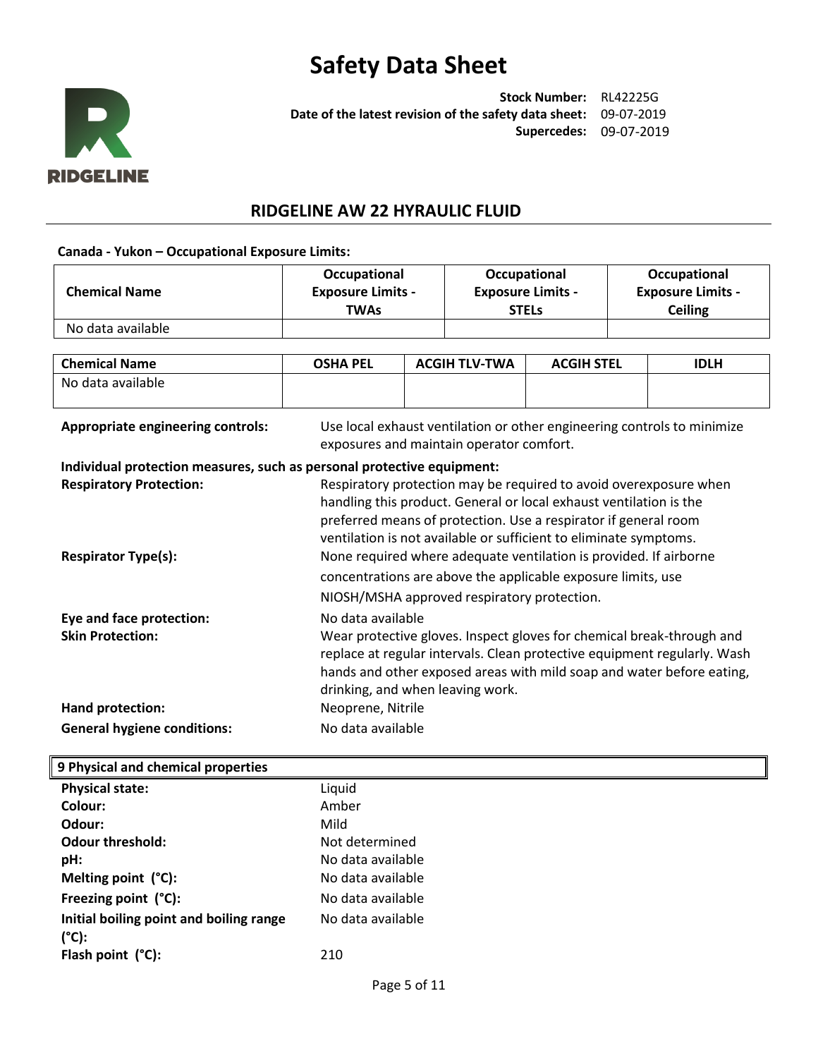# Safety Data Sheet

**Stock Number:** RL42225G
**Date of the latest revision of the safety data sheet:** 09-07-2019
**Supercedes:** 09-07-2019

## RIDGELINE AW 22 HYRAULIC FLUID

**Canada - Yukon – Occupational Exposure Limits:**

| Chemical Name | Occupational Exposure Limits - TWAs | Occupational Exposure Limits - STELs | Occupational Exposure Limits - Ceiling |
|---|---|---|---|
| No data available | | | |

| Chemical Name | OSHA PEL | ACGIH TLV-TWA | ACGIH STEL | IDLH |
|---|---|---|---|---|
| No data available | | | | |

**Appropriate engineering controls:** Use local exhaust ventilation or other engineering controls to minimize exposures and maintain operator comfort.

**Individual protection measures, such as personal protective equipment:**

**Respiratory Protection:** Respiratory protection may be required to avoid overexposure when handling this product. General or local exhaust ventilation is the preferred means of protection. Use a respirator if general room ventilation is not available or sufficient to eliminate symptoms.

**Respirator Type(s):** None required where adequate ventilation is provided. If airborne concentrations are above the applicable exposure limits, use NIOSH/MSHA approved respiratory protection.

**Eye and face protection:** No data available

**Skin Protection:** Wear protective gloves. Inspect gloves for chemical break-through and replace at regular intervals. Clean protective equipment regularly. Wash hands and other exposed areas with mild soap and water before eating, drinking, and when leaving work.

**Hand protection:** Neoprene, Nitrile

**General hygiene conditions:** No data available

## 9 Physical and chemical properties

| | |
|---|---|
| **Physical state:** | Liquid |
| **Colour:** | Amber |
| **Odour:** | Mild |
| **Odour threshold:** | Not determined |
| **pH:** | No data available |
| **Melting point (°C):** | No data available |
| **Freezing point (°C):** | No data available |
| **Initial boiling point and boiling range (°C):** | No data available |
| **Flash point (°C):** | 210 |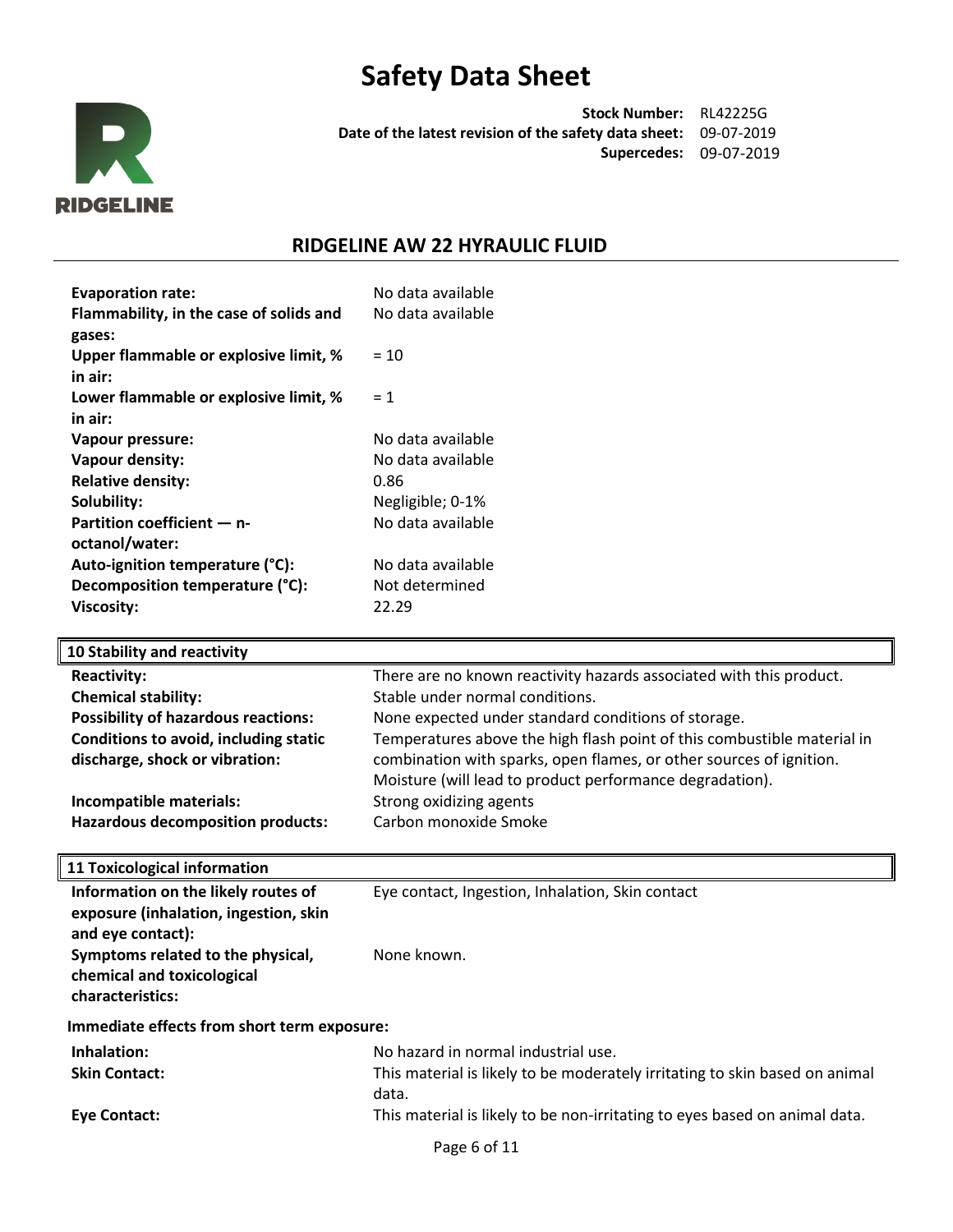| | |
|---|---|
| **Evaporation rate:** | No data available |
| **Flammability, in the case of solids and gases:** | No data available |
| **Upper flammable or explosive limit, % in air:** | = 10 |
| **Lower flammable or explosive limit, % in air:** | = 1 |
| **Vapour pressure:** | No data available |
| **Vapour density:** | No data available |
| **Relative density:** | 0.86 |
| **Solubility:** | Negligible; 0-1% |
| **Partition coefficient — n-octanol/water:** | No data available |
| **Auto-ignition temperature (°C):** | No data available |
| **Decomposition temperature (°C):** | Not determined |
| **Viscosity:** | 22.29 |

## 10 Stability and reactivity

| | |
|---|---|
| **Reactivity:** | There are no known reactivity hazards associated with this product. |
| **Chemical stability:** | Stable under normal conditions. |
| **Possibility of hazardous reactions:** | None expected under standard conditions of storage. |
| **Conditions to avoid, including static discharge, shock or vibration:** | Temperatures above the high flash point of this combustible material in combination with sparks, open flames, or other sources of ignition. Moisture (will lead to product performance degradation). |
| **Incompatible materials:** | Strong oxidizing agents |
| **Hazardous decomposition products:** | Carbon monoxide Smoke |

## 11 Toxicological information

| | |
|---|---|
| **Information on the likely routes of exposure (inhalation, ingestion, skin and eye contact):** | Eye contact, Ingestion, Inhalation, Skin contact |
| **Symptoms related to the physical, chemical and toxicological characteristics:** | None known. |

**Immediate effects from short term exposure:**

| | |
|---|---|
| **Inhalation:** | No hazard in normal industrial use. |
| **Skin Contact:** | This material is likely to be moderately irritating to skin based on animal data. |
| **Eye Contact:** | This material is likely to be non-irritating to eyes based on animal data. |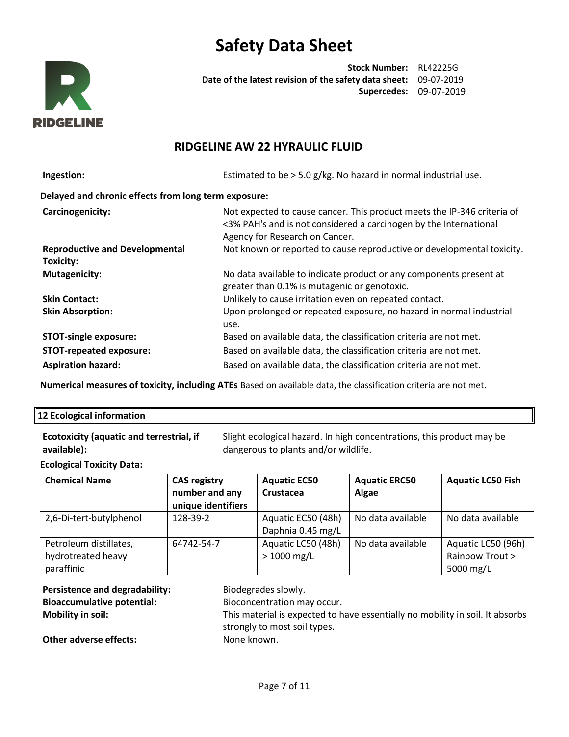**Ingestion:** Estimated to be > 5.0 g/kg. No hazard in normal industrial use.

**Delayed and chronic effects from long term exposure:**

**Carcinogenicity:** Not expected to cause cancer. This product meets the IP-346 criteria of <3% PAH's and is not considered a carcinogen by the International Agency for Research on Cancer.

**Reproductive and Developmental Toxicity:** Not known or reported to cause reproductive or developmental toxicity.

**Mutagenicity:** No data available to indicate product or any components present at greater than 0.1% is mutagenic or genotoxic.

**Skin Contact:** Unlikely to cause irritation even on repeated contact.

**Skin Absorption:** Upon prolonged or repeated exposure, no hazard in normal industrial use.

**STOT-single exposure:** Based on available data, the classification criteria are not met.

**STOT-repeated exposure:** Based on available data, the classification criteria are not met.

**Aspiration hazard:** Based on available data, the classification criteria are not met.

**Numerical measures of toxicity, including ATEs** Based on available data, the classification criteria are not met.

## 12 Ecological information

**Ecotoxicity (aquatic and terrestrial, if available):** Slight ecological hazard. In high concentrations, this product may be dangerous to plants and/or wildlife.

**Ecological Toxicity Data:**

| Chemical Name | CAS registry number and any unique identifiers | Aquatic EC50 Crustacea | Aquatic ERC50 Algae | Aquatic LC50 Fish |
|---|---|---|---|---|
| 2,6-Di-tert-butylphenol | 128-39-2 | Aquatic EC50 (48h) Daphnia 0.45 mg/L | No data available | No data available |
| Petroleum distillates, hydrotreated heavy paraffinic | 64742-54-7 | Aquatic LC50 (48h) > 1000 mg/L | No data available | Aquatic LC50 (96h) Rainbow Trout > 5000 mg/L |

**Persistence and degradability:** Biodegrades slowly.

**Bioaccumulative potential:** Bioconcentration may occur.

**Mobility in soil:** This material is expected to have essentially no mobility in soil. It absorbs strongly to most soil types.

**Other adverse effects:** None known.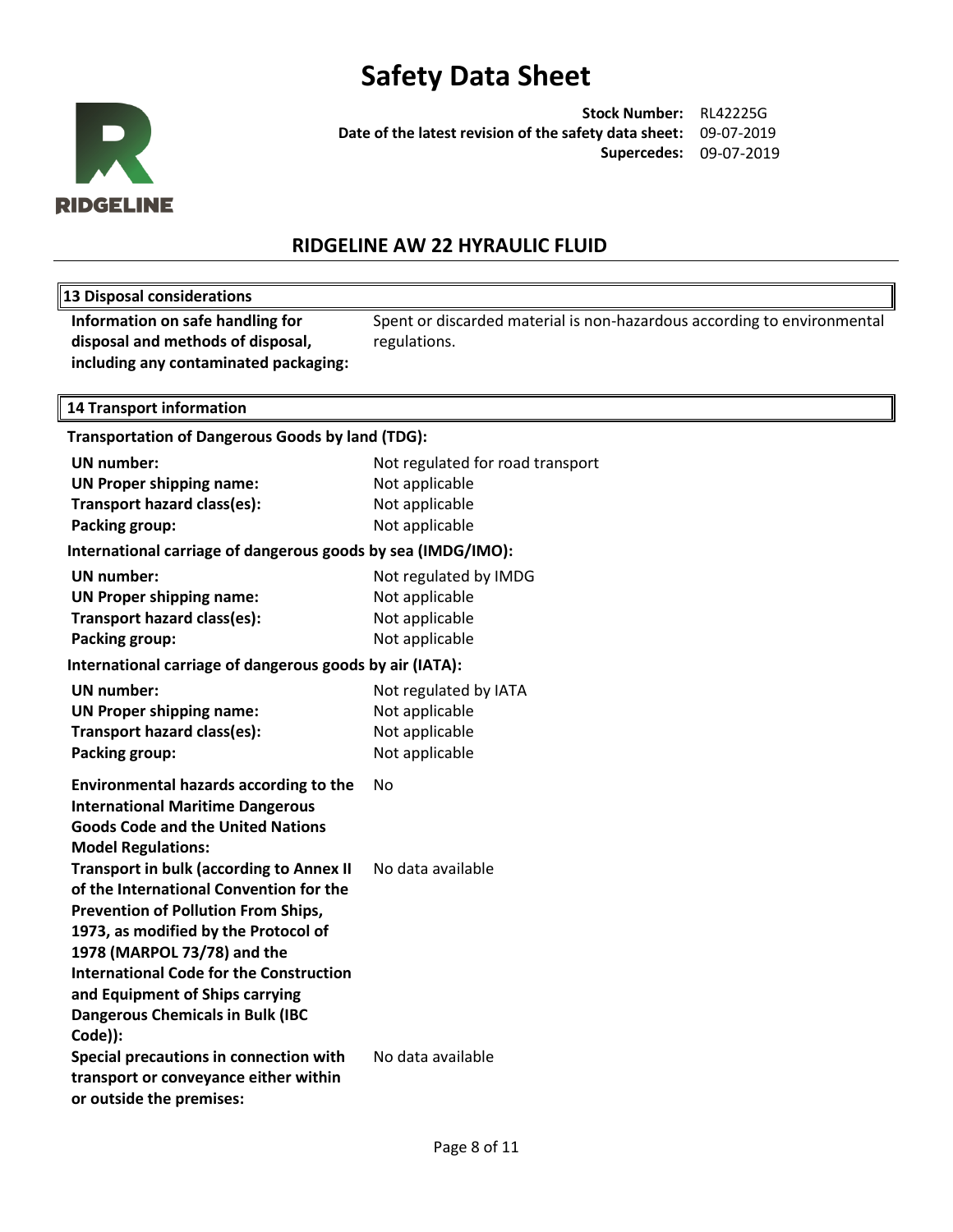# Safety Data Sheet

**Stock Number:** RL42225G
**Date of the latest revision of the safety data sheet:** 09-07-2019
**Supercedes:** 09-07-2019

## RIDGELINE AW 22 HYRAULIC FLUID

### 13 Disposal considerations

| | |
|---|---|
| **Information on safe handling for disposal and methods of disposal, including any contaminated packaging:** | Spent or discarded material is non-hazardous according to environmental regulations. |

### 14 Transport information

**Transportation of Dangerous Goods by land (TDG):**

| | |
|---|---|
| **UN number:** | Not regulated for road transport |
| **UN Proper shipping name:** | Not applicable |
| **Transport hazard class(es):** | Not applicable |
| **Packing group:** | Not applicable |

**International carriage of dangerous goods by sea (IMDG/IMO):**

| | |
|---|---|
| **UN number:** | Not regulated by IMDG |
| **UN Proper shipping name:** | Not applicable |
| **Transport hazard class(es):** | Not applicable |
| **Packing group:** | Not applicable |

**International carriage of dangerous goods by air (IATA):**

| | |
|---|---|
| **UN number:** | Not regulated by IATA |
| **UN Proper shipping name:** | Not applicable |
| **Transport hazard class(es):** | Not applicable |
| **Packing group:** | Not applicable |

| | |
|---|---|
| **Environmental hazards according to the International Maritime Dangerous Goods Code and the United Nations Model Regulations:** | No |
| **Transport in bulk (according to Annex II of the International Convention for the Prevention of Pollution From Ships, 1973, as modified by the Protocol of 1978 (MARPOL 73/78) and the International Code for the Construction and Equipment of Ships carrying Dangerous Chemicals in Bulk (IBC Code)):** | No data available |
| **Special precautions in connection with transport or conveyance either within or outside the premises:** | No data available |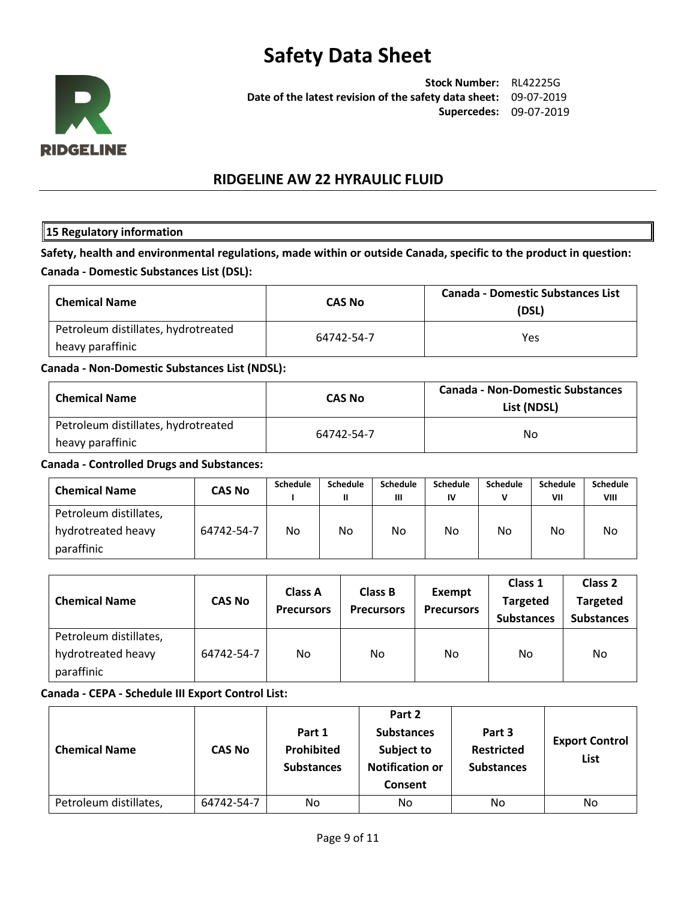# Safety Data Sheet

**Stock Number:** RL42225G
**Date of the latest revision of the safety data sheet:** 09-07-2019
**Supercedes:** 09-07-2019

## RIDGELINE AW 22 HYRAULIC FLUID

### 15 Regulatory information

**Safety, health and environmental regulations, made within or outside Canada, specific to the product in question:**

**Canada - Domestic Substances List (DSL):**

| Chemical Name | CAS No | Canada - Domestic Substances List (DSL) |
|---|---|---|
| Petroleum distillates, hydrotreated heavy paraffinic | 64742-54-7 | Yes |

**Canada - Non-Domestic Substances List (NDSL):**

| Chemical Name | CAS No | Canada - Non-Domestic Substances List (NDSL) |
|---|---|---|
| Petroleum distillates, hydrotreated heavy paraffinic | 64742-54-7 | No |

**Canada - Controlled Drugs and Substances:**

| Chemical Name | CAS No | Schedule I | Schedule II | Schedule III | Schedule IV | Schedule V | Schedule VII | Schedule VIII |
|---|---|---|---|---|---|---|---|---|
| Petroleum distillates, hydrotreated heavy paraffinic | 64742-54-7 | No | No | No | No | No | No | No |

| Chemical Name | CAS No | Class A Precursors | Class B Precursors | Exempt Precursors | Class 1 Targeted Substances | Class 2 Targeted Substances |
|---|---|---|---|---|---|---|
| Petroleum distillates, hydrotreated heavy paraffinic | 64742-54-7 | No | No | No | No | No |

**Canada - CEPA - Schedule III Export Control List:**

| Chemical Name | CAS No | Part 1 Prohibited Substances | Part 2 Substances Subject to Notification or Consent | Part 3 Restricted Substances | Export Control List |
|---|---|---|---|---|---|
| Petroleum distillates, | 64742-54-7 | No | No | No | No |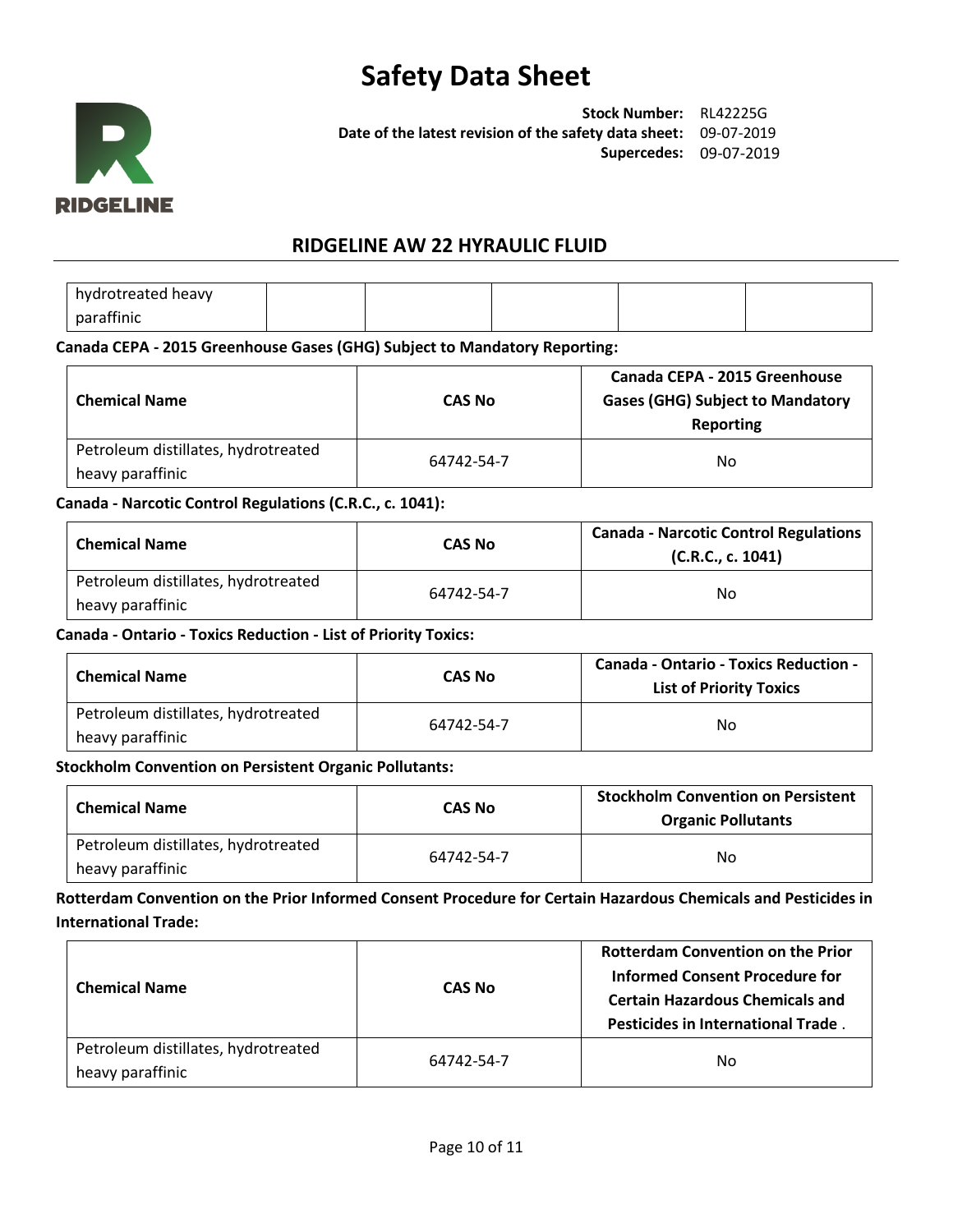| hydrotreated heavy paraffinic | | | | | |
|---|---|---|---|---|---|

**Canada CEPA - 2015 Greenhouse Gases (GHG) Subject to Mandatory Reporting:**

| Chemical Name | CAS No | Canada CEPA - 2015 Greenhouse Gases (GHG) Subject to Mandatory Reporting |
|---|---|---|
| Petroleum distillates, hydrotreated heavy paraffinic | 64742-54-7 | No |

**Canada - Narcotic Control Regulations (C.R.C., c. 1041):**

| Chemical Name | CAS No | Canada - Narcotic Control Regulations (C.R.C., c. 1041) |
|---|---|---|
| Petroleum distillates, hydrotreated heavy paraffinic | 64742-54-7 | No |

**Canada - Ontario - Toxics Reduction - List of Priority Toxics:**

| Chemical Name | CAS No | Canada - Ontario - Toxics Reduction - List of Priority Toxics |
|---|---|---|
| Petroleum distillates, hydrotreated heavy paraffinic | 64742-54-7 | No |

**Stockholm Convention on Persistent Organic Pollutants:**

| Chemical Name | CAS No | Stockholm Convention on Persistent Organic Pollutants |
|---|---|---|
| Petroleum distillates, hydrotreated heavy paraffinic | 64742-54-7 | No |

**Rotterdam Convention on the Prior Informed Consent Procedure for Certain Hazardous Chemicals and Pesticides in International Trade:**

| Chemical Name | CAS No | Rotterdam Convention on the Prior Informed Consent Procedure for Certain Hazardous Chemicals and Pesticides in International Trade . |
|---|---|---|
| Petroleum distillates, hydrotreated heavy paraffinic | 64742-54-7 | No |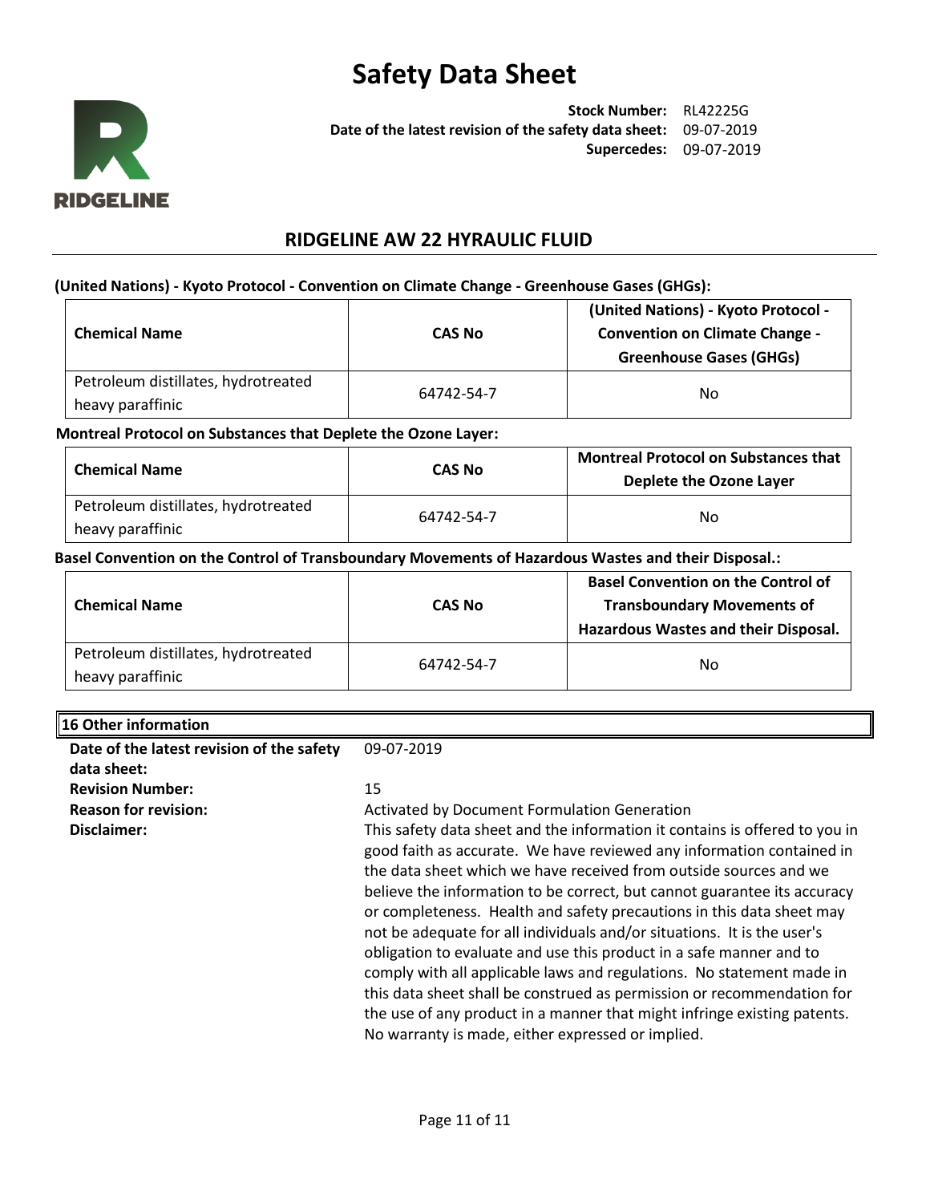# Safety Data Sheet

**Stock Number:** RL42225G
**Date of the latest revision of the safety data sheet:** 09-07-2019
**Supercedes:** 09-07-2019

## RIDGELINE AW 22 HYRAULIC FLUID

**(United Nations) - Kyoto Protocol - Convention on Climate Change - Greenhouse Gases (GHGs):**

| Chemical Name | CAS No | (United Nations) - Kyoto Protocol - Convention on Climate Change - Greenhouse Gases (GHGs) |
|---|---|---|
| Petroleum distillates, hydrotreated heavy paraffinic | 64742-54-7 | No |

**Montreal Protocol on Substances that Deplete the Ozone Layer:**

| Chemical Name | CAS No | Montreal Protocol on Substances that Deplete the Ozone Layer |
|---|---|---|
| Petroleum distillates, hydrotreated heavy paraffinic | 64742-54-7 | No |

**Basel Convention on the Control of Transboundary Movements of Hazardous Wastes and their Disposal.:**

| Chemical Name | CAS No | Basel Convention on the Control of Transboundary Movements of Hazardous Wastes and their Disposal. |
|---|---|---|
| Petroleum distillates, hydrotreated heavy paraffinic | 64742-54-7 | No |

## 16 Other information

**Date of the latest revision of the safety data sheet:** 09-07-2019

**Revision Number:** 15

**Reason for revision:** Activated by Document Formulation Generation

**Disclaimer:** This safety data sheet and the information it contains is offered to you in good faith as accurate. We have reviewed any information contained in the data sheet which we have received from outside sources and we believe the information to be correct, but cannot guarantee its accuracy or completeness. Health and safety precautions in this data sheet may not be adequate for all individuals and/or situations. It is the user's obligation to evaluate and use this product in a safe manner and to comply with all applicable laws and regulations. No statement made in this data sheet shall be construed as permission or recommendation for the use of any product in a manner that might infringe existing patents. No warranty is made, either expressed or implied.